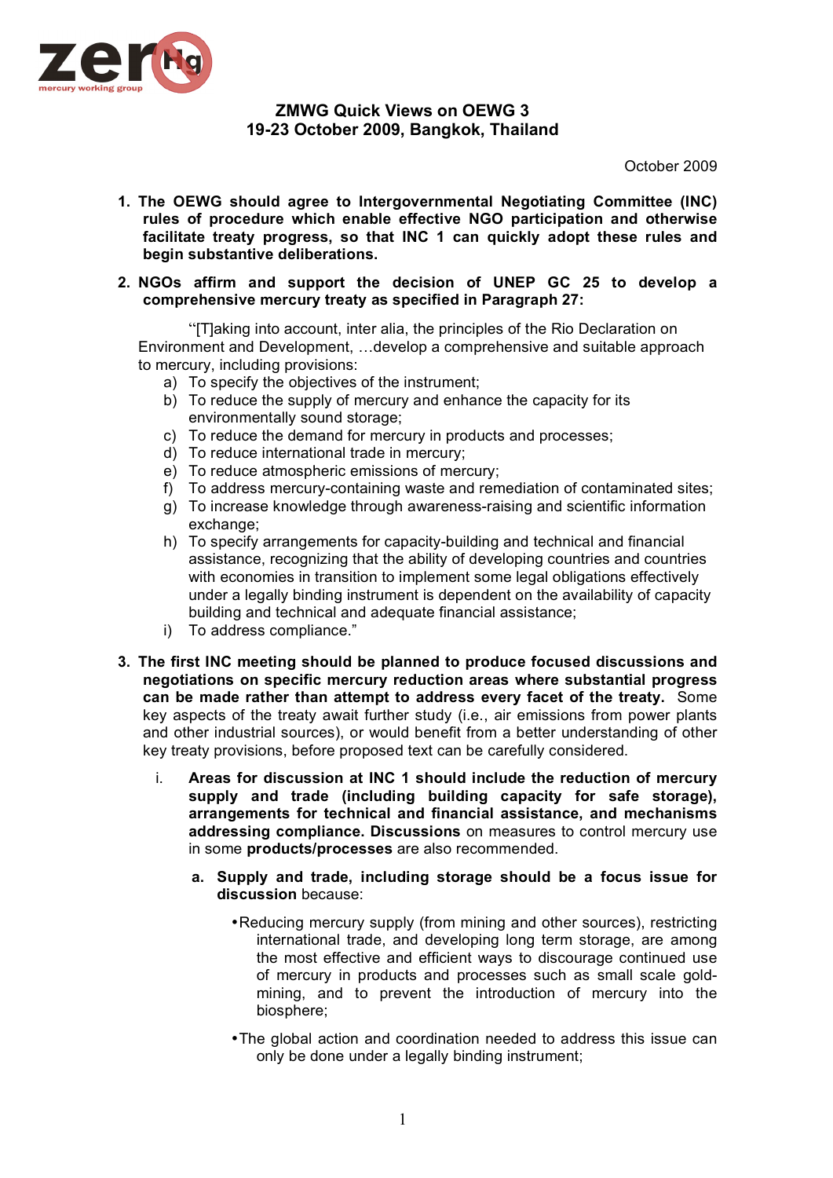zero Hg
mercury working group

# ZMWG Quick Views on OEWG 3
## 19-23 October 2009, Bangkok, Thailand

October 2009

1. **The OEWG should agree to Intergovernmental Negotiating Committee (INC) rules of procedure which enable effective NGO participation and otherwise facilitate treaty progress, so that INC 1 can quickly adopt these rules and begin substantive deliberations.**

2. **NGOs affirm and support the decision of UNEP GC 25 to develop a comprehensive mercury treaty as specified in Paragraph 27:**

   "[T]aking into account, inter alia, the principles of the Rio Declaration on Environment and Development, …develop a comprehensive and suitable approach to mercury, including provisions:
   a) To specify the objectives of the instrument;
   b) To reduce the supply of mercury and enhance the capacity for its environmentally sound storage;
   c) To reduce the demand for mercury in products and processes;
   d) To reduce international trade in mercury;
   e) To reduce atmospheric emissions of mercury;
   f) To address mercury-containing waste and remediation of contaminated sites;
   g) To increase knowledge through awareness-raising and scientific information exchange;
   h) To specify arrangements for capacity-building and technical and financial assistance, recognizing that the ability of developing countries and countries with economies in transition to implement some legal obligations effectively under a legally binding instrument is dependent on the availability of capacity building and technical and adequate financial assistance;
   i) To address compliance."

3. **The first INC meeting should be planned to produce focused discussions and negotiations on specific mercury reduction areas where substantial progress can be made rather than attempt to address every facet of the treaty.** Some key aspects of the treaty await further study (i.e., air emissions from power plants and other industrial sources), or would benefit from a better understanding of other key treaty provisions, before proposed text can be carefully considered.

   i. **Areas for discussion at INC 1 should include the reduction of mercury supply and trade (including building capacity for safe storage), arrangements for technical and financial assistance, and mechanisms addressing compliance. Discussions** on measures to control mercury use in some **products/processes** are also recommended.

      a. **Supply and trade, including storage should be a focus issue for discussion** because:

         - Reducing mercury supply (from mining and other sources), restricting international trade, and developing long term storage, are among the most effective and efficient ways to discourage continued use of mercury in products and processes such as small scale gold-mining, and to prevent the introduction of mercury into the biosphere;
         - The global action and coordination needed to address this issue can only be done under a legally binding instrument;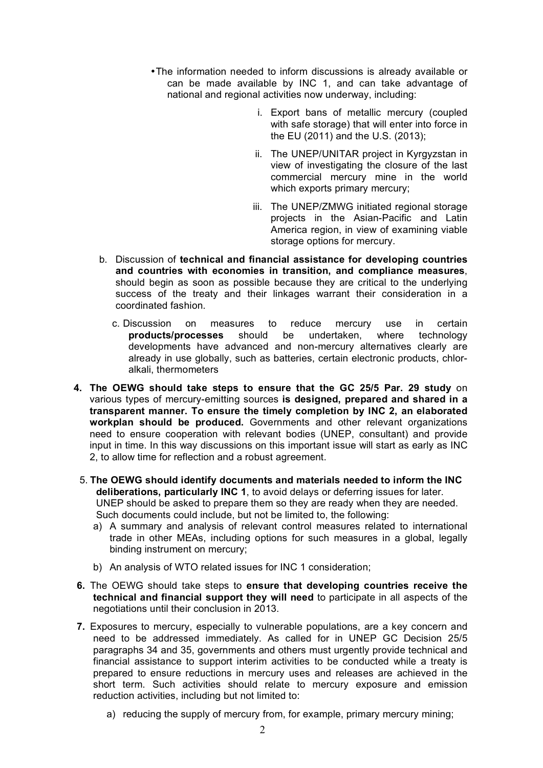- The information needed to inform discussions is already available or can be made available by INC 1, and can take advantage of national and regional activities now underway, including:

    i. Export bans of metallic mercury (coupled with safe storage) that will enter into force in the EU (2011) and the U.S. (2013);

    ii. The UNEP/UNITAR project in Kyrgyzstan in view of investigating the closure of the last commercial mercury mine in the world which exports primary mercury;

    iii. The UNEP/ZMWG initiated regional storage projects in the Asian-Pacific and Latin America region, in view of examining viable storage options for mercury.

b. Discussion of **technical and financial assistance for developing countries and countries with economies in transition, and compliance measures**, should begin as soon as possible because they are critical to the underlying success of the treaty and their linkages warrant their consideration in a coordinated fashion.

c. Discussion on measures to reduce mercury use in certain **products/processes** should be undertaken, where technology developments have advanced and non-mercury alternatives clearly are already in use globally, such as batteries, certain electronic products, chlor-alkali, thermometers

**4. The OEWG should take steps to ensure that the GC 25/5 Par. 29 study** on various types of mercury-emitting sources **is designed, prepared and shared in a transparent manner. To ensure the timely completion by INC 2, an elaborated workplan should be produced.** Governments and other relevant organizations need to ensure cooperation with relevant bodies (UNEP, consultant) and provide input in time. In this way discussions on this important issue will start as early as INC 2, to allow time for reflection and a robust agreement.

5. **The OEWG should identify documents and materials needed to inform the INC deliberations, particularly INC 1**, to avoid delays or deferring issues for later. UNEP should be asked to prepare them so they are ready when they are needed. Such documents could include, but not be limited to, the following:

    a) A summary and analysis of relevant control measures related to international trade in other MEAs, including options for such measures in a global, legally binding instrument on mercury;

    b) An analysis of WTO related issues for INC 1 consideration;

**6.** The OEWG should take steps to **ensure that developing countries receive the technical and financial support they will need** to participate in all aspects of the negotiations until their conclusion in 2013.

**7.** Exposures to mercury, especially to vulnerable populations, are a key concern and need to be addressed immediately. As called for in UNEP GC Decision 25/5 paragraphs 34 and 35, governments and others must urgently provide technical and financial assistance to support interim activities to be conducted while a treaty is prepared to ensure reductions in mercury uses and releases are achieved in the short term. Such activities should relate to mercury exposure and emission reduction activities, including but not limited to:

    a) reducing the supply of mercury from, for example, primary mercury mining;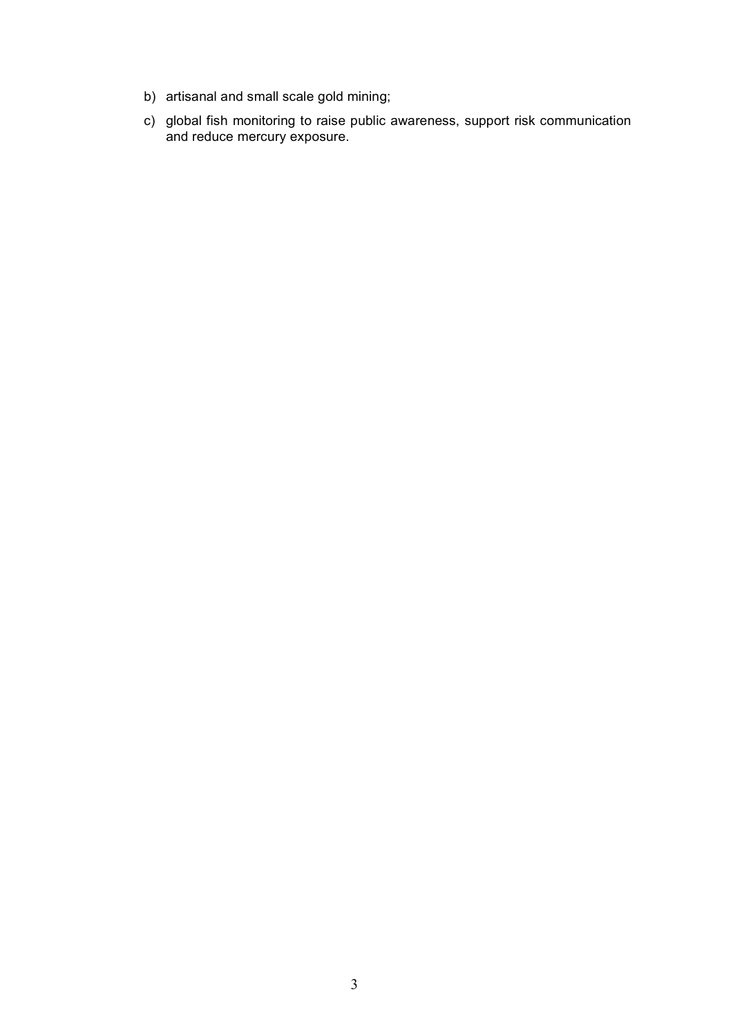b) artisanal and small scale gold mining;

c) global fish monitoring to raise public awareness, support risk communication and reduce mercury exposure.